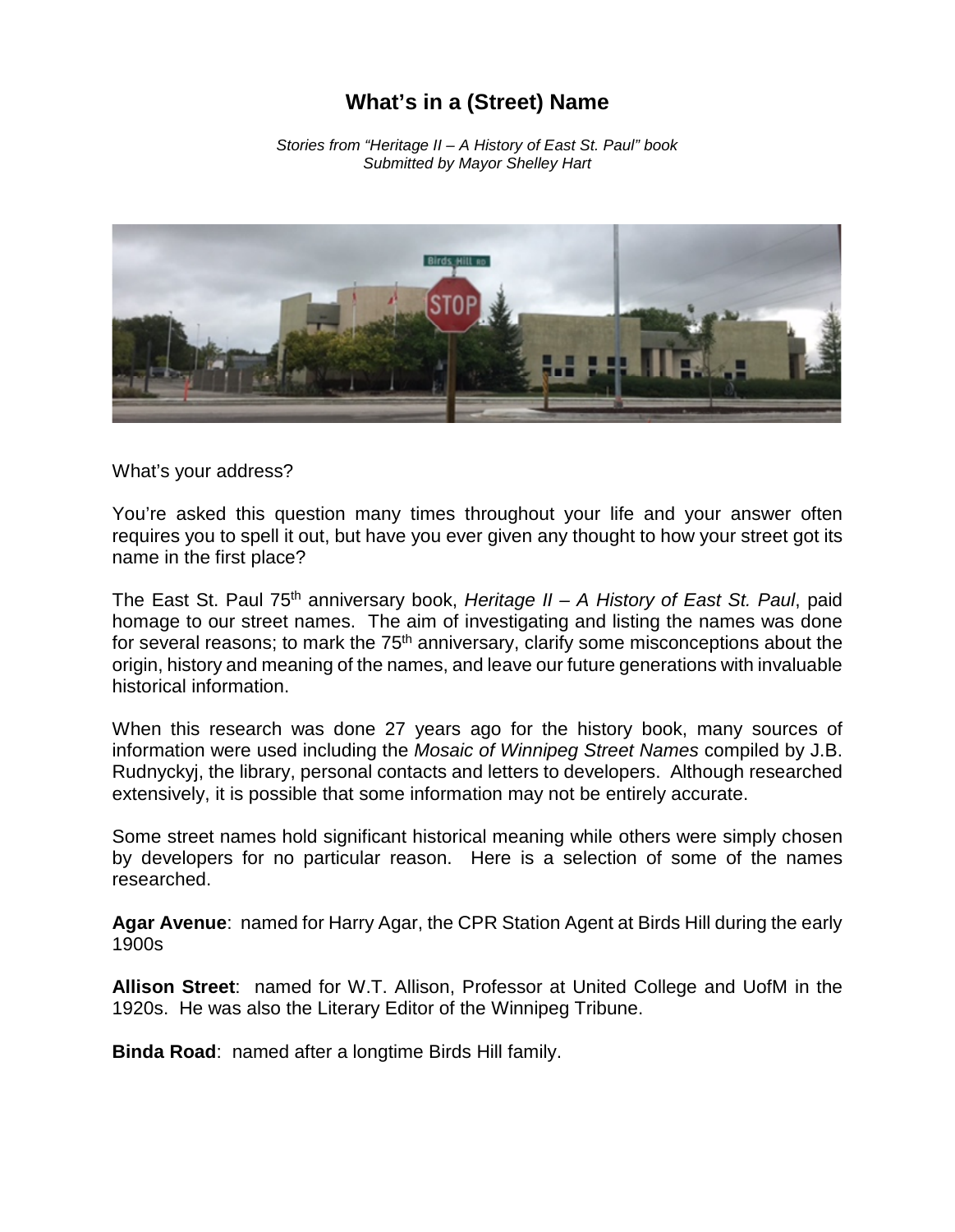# What's in a (Street) Name

*Stories from "Heritage II – A History of East St. Paul" book*
*Submitted by Mayor Shelley Hart*

What's your address?

You're asked this question many times throughout your life and your answer often requires you to spell it out, but have you ever given any thought to how your street got its name in the first place?

The East St. Paul 75th anniversary book, *Heritage II – A History of East St. Paul*, paid homage to our street names. The aim of investigating and listing the names was done for several reasons; to mark the 75th anniversary, clarify some misconceptions about the origin, history and meaning of the names, and leave our future generations with invaluable historical information.

When this research was done 27 years ago for the history book, many sources of information were used including the *Mosaic of Winnipeg Street Names* compiled by J.B. Rudnyckyj, the library, personal contacts and letters to developers. Although researched extensively, it is possible that some information may not be entirely accurate.

Some street names hold significant historical meaning while others were simply chosen by developers for no particular reason. Here is a selection of some of the names researched.

**Agar Avenue**: named for Harry Agar, the CPR Station Agent at Birds Hill during the early 1900s

**Allison Street**: named for W.T. Allison, Professor at United College and UofM in the 1920s. He was also the Literary Editor of the Winnipeg Tribune.

**Binda Road**: named after a longtime Birds Hill family.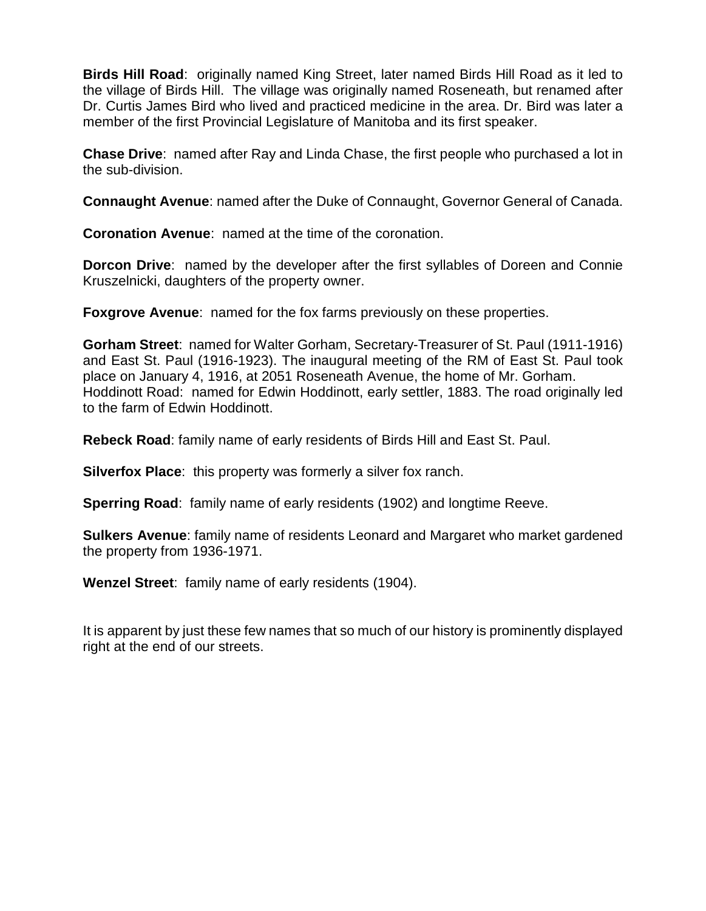**Birds Hill Road**: originally named King Street, later named Birds Hill Road as it led to the village of Birds Hill. The village was originally named Roseneath, but renamed after Dr. Curtis James Bird who lived and practiced medicine in the area. Dr. Bird was later a member of the first Provincial Legislature of Manitoba and its first speaker.

**Chase Drive**: named after Ray and Linda Chase, the first people who purchased a lot in the sub-division.

**Connaught Avenue**: named after the Duke of Connaught, Governor General of Canada.

**Coronation Avenue**: named at the time of the coronation.

**Dorcon Drive**: named by the developer after the first syllables of Doreen and Connie Kruszelnicki, daughters of the property owner.

**Foxgrove Avenue**: named for the fox farms previously on these properties.

**Gorham Street**: named for Walter Gorham, Secretary-Treasurer of St. Paul (1911-1916) and East St. Paul (1916-1923). The inaugural meeting of the RM of East St. Paul took place on January 4, 1916, at 2051 Roseneath Avenue, the home of Mr. Gorham.
Hoddinott Road: named for Edwin Hoddinott, early settler, 1883. The road originally led to the farm of Edwin Hoddinott.

**Rebeck Road**: family name of early residents of Birds Hill and East St. Paul.

**Silverfox Place**: this property was formerly a silver fox ranch.

**Sperring Road**: family name of early residents (1902) and longtime Reeve.

**Sulkers Avenue**: family name of residents Leonard and Margaret who market gardened the property from 1936-1971.

**Wenzel Street**: family name of early residents (1904).

It is apparent by just these few names that so much of our history is prominently displayed right at the end of our streets.